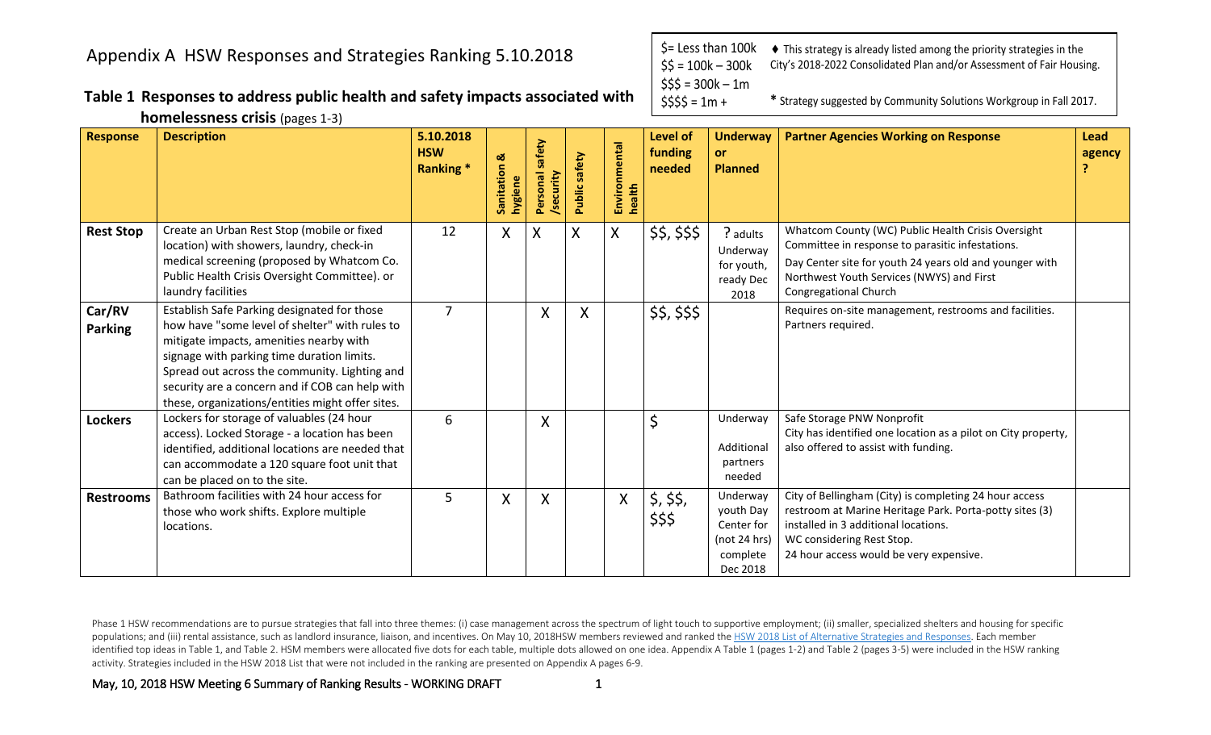# Appendix A HSW Responses and Strategies Ranking 5.10.2018

$= Less than 100k
$$ = 100k – 300k
$$$ = 300k – 1m
$$$$ = 1m +

♦ This strategy is already listed among the priority strategies in the City's 2018-2022 Consolidated Plan and/or Assessment of Fair Housing.

* Strategy suggested by Community Solutions Workgroup in Fall 2017.

## Table 1 Responses to address public health and safety impacts associated with homelessness crisis (pages 1-3)

| Response | Description | 5.10.2018 HSW Ranking * | Sanitation & hygiene | Personal safety /security | Public safety | Environmental health | Level of funding needed | Underway or Planned | Partner Agencies Working on Response | Lead agency ? |
|---|---|---|---|---|---|---|---|---|---|---|
| **Rest Stop** | Create an Urban Rest Stop (mobile or fixed location) with showers, laundry, check-in medical screening (proposed by Whatcom Co. Public Health Crisis Oversight Committee). or laundry facilities | 12 | X | X | X | X | $$, $$$ | ? adults Underway for youth, ready Dec 2018 | Whatcom County (WC) Public Health Crisis Oversight Committee in response to parasitic infestations. Day Center site for youth 24 years old and younger with Northwest Youth Services (NWYS) and First Congregational Church | |
| **Car/RV Parking** | Establish Safe Parking designated for those how have "some level of shelter" with rules to mitigate impacts, amenities nearby with signage with parking time duration limits. Spread out across the community. Lighting and security are a concern and if COB can help with these, organizations/entities might offer sites. | 7 | | X | X | | $$, $$$ | | Requires on-site management, restrooms and facilities. Partners required. | |
| **Lockers** | Lockers for storage of valuables (24 hour access). Locked Storage - a location has been identified, additional locations are needed that can accommodate a 120 square foot unit that can be placed on to the site. | 6 | | X | | | $ | Underway Additional partners needed | Safe Storage PNW Nonprofit City has identified one location as a pilot on City property, also offered to assist with funding. | |
| **Restrooms** | Bathroom facilities with 24 hour access for those who work shifts. Explore multiple locations. | 5 | X | X | | X | $, $$, $$$ | Underway youth Day Center for (not 24 hrs) complete Dec 2018 | City of Bellingham (City) is completing 24 hour access restroom at Marine Heritage Park. Porta-potty sites (3) installed in 3 additional locations. WC considering Rest Stop. 24 hour access would be very expensive. | |

Phase 1 HSW recommendations are to pursue strategies that fall into three themes: (i) case management across the spectrum of light touch to supportive employment; (ii) smaller, specialized shelters and housing for specific populations; and (iii) rental assistance, such as landlord insurance, liaison, and incentives. On May 10, 2018HSW members reviewed and ranked the HSW 2018 List of Alternative Strategies and Responses. Each member identified top ideas in Table 1, and Table 2. HSM members were allocated five dots for each table, multiple dots allowed on one idea. Appendix A Table 1 (pages 1-2) and Table 2 (pages 3-5) were included in the HSW ranking activity. Strategies included in the HSW 2018 List that were not included in the ranking are presented on Appendix A pages 6-9.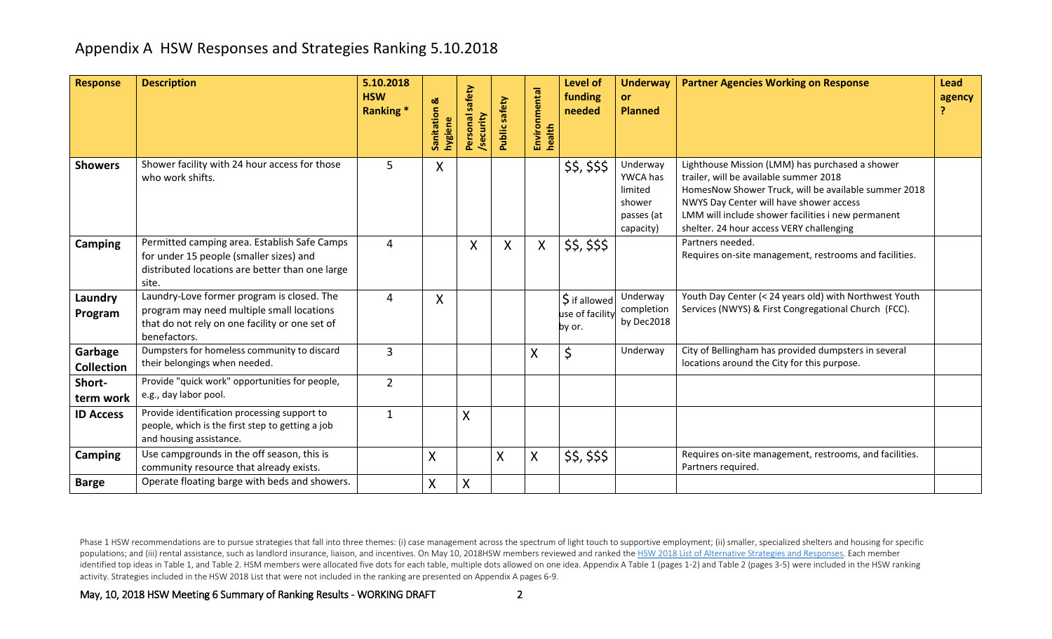# Appendix A HSW Responses and Strategies Ranking 5.10.2018

| Response | Description | 5.10.2018 HSW Ranking * | Sanitation & hygiene | Personal safety /security | Public safety | Environmental health | Level of funding needed | Underway or Planned | Partner Agencies Working on Response | Lead agency ? |
|---|---|---|---|---|---|---|---|---|---|---|
| **Showers** | Shower facility with 24 hour access for those who work shifts. | 5 | X | | | | $$, $$$ | Underway YWCA has limited shower passes (at capacity) | Lighthouse Mission (LMM) has purchased a shower trailer, will be available summer 2018<br>HomesNow Shower Truck, will be available summer 2018<br>NWYS Day Center will have shower access<br>LMM will include shower facilities i new permanent shelter. 24 hour access VERY challenging | |
| **Camping** | Permitted camping area. Establish Safe Camps for under 15 people (smaller sizes) and distributed locations are better than one large site. | 4 | | X | X | X | $$, $$$ | | Partners needed.<br>Requires on-site management, restrooms and facilities. | |
| **Laundry Program** | Laundry-Love former program is closed. The program may need multiple small locations that do not rely on one facility or one set of benefactors. | 4 | X | | | | $ if allowed use of facility by or. | Underway completion by Dec2018 | Youth Day Center (< 24 years old) with Northwest Youth Services (NWYS) & First Congregational Church (FCC). | |
| **Garbage Collection** | Dumpsters for homeless community to discard their belongings when needed. | 3 | | | | X | $ | Underway | City of Bellingham has provided dumpsters in several locations around the City for this purpose. | |
| **Short-term work** | Provide "quick work" opportunities for people, e.g., day labor pool. | 2 | | | | | | | | |
| **ID Access** | Provide identification processing support to people, which is the first step to getting a job and housing assistance. | 1 | | X | | | | | | |
| **Camping** | Use campgrounds in the off season, this is community resource that already exists. | | X | | X | X | $$, $$$ | | Requires on-site management, restrooms, and facilities. Partners required. | |
| **Barge** | Operate floating barge with beds and showers. | | X | X | | | | | | |

Phase 1 HSW recommendations are to pursue strategies that fall into three themes: (i) case management across the spectrum of light touch to supportive employment; (ii) smaller, specialized shelters and housing for specific populations; and (iii) rental assistance, such as landlord insurance, liaison, and incentives. On May 10, 2018HSW members reviewed and ranked the HSW 2018 List of Alternative Strategies and Responses. Each member identified top ideas in Table 1, and Table 2. HSM members were allocated five dots for each table, multiple dots allowed on one idea. Appendix A Table 1 (pages 1-2) and Table 2 (pages 3-5) were included in the HSW ranking activity. Strategies included in the HSW 2018 List that were not included in the ranking are presented on Appendix A pages 6-9.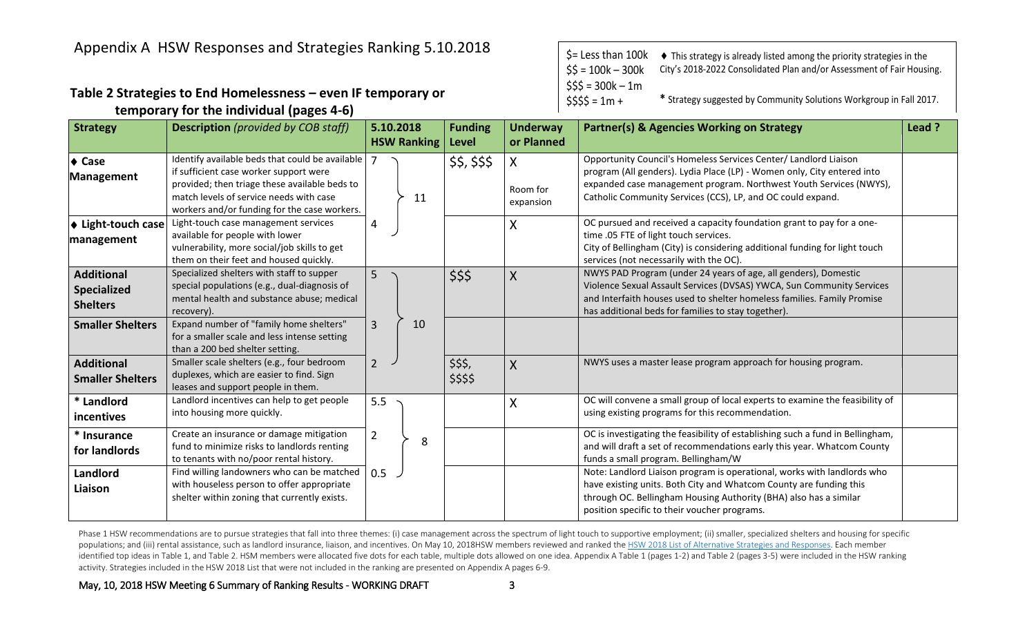# Appendix A HSW Responses and Strategies Ranking 5.10.2018

$= Less than 100k
$$ = 100k – 300k
$$$ = 300k – 1m
$$$$ = 1m +

♦ This strategy is already listed among the priority strategies in the City's 2018-2022 Consolidated Plan and/or Assessment of Fair Housing.

\* Strategy suggested by Community Solutions Workgroup in Fall 2017.

## Table 2 Strategies to End Homelessness – even IF temporary or temporary for the individual (pages 4-6)

| Strategy | Description *(provided by COB staff)* | 5.10.2018 HSW Ranking | | Funding Level | Underway or Planned | Partner(s) & Agencies Working on Strategy | Lead ? |
|---|---|---|---|---|---|---|---|
| ♦ **Case Management** | Identify available beds that could be available if sufficient case worker support were provided; then triage these available beds to match levels of service needs with case workers and/or funding for the case workers. | 7 | 11 | $$, $$$ | X<br>Room for expansion | Opportunity Council's Homeless Services Center/ Landlord Liaison program (All genders). Lydia Place (LP) - Women only, City entered into expanded case management program. Northwest Youth Services (NWYS), Catholic Community Services (CCS), LP, and OC could expand. | |
| ♦ **Light-touch case management** | Light-touch case management services available for people with lower vulnerability, more social/job skills to get them on their feet and housed quickly. | 4 | | | X | OC pursued and received a capacity foundation grant to pay for a one-time .05 FTE of light touch services.<br>City of Bellingham (City) is considering additional funding for light touch services (not necessarily with the OC). | |
| **Additional Specialized Shelters** | Specialized shelters with staff to supper special populations (e.g., dual-diagnosis of mental health and substance abuse; medical recovery). | 5 | 10 | $$$ | X | NWYS PAD Program (under 24 years of age, all genders), Domestic Violence Sexual Assault Services (DVSAS) YWCA, Sun Community Services and Interfaith houses used to shelter homeless families. Family Promise has additional beds for families to stay together). | |
| **Smaller Shelters** | Expand number of "family home shelters" for a smaller scale and less intense setting than a 200 bed shelter setting. | 3 | | | | | |
| **Additional Smaller Shelters** | Smaller scale shelters (e.g., four bedroom duplexes, which are easier to find. Sign leases and support people in them. | 2 | | $$$, $$$$ | X | NWYS uses a master lease program approach for housing program. | |
| **\* Landlord incentives** | Landlord incentives can help to get people into housing more quickly. | 5.5 | 8 | | X | OC will convene a small group of local experts to examine the feasibility of using existing programs for this recommendation. | |
| **\* Insurance for landlords** | Create an insurance or damage mitigation fund to minimize risks to landlords renting to tenants with no/poor rental history. | 2 | | | | OC is investigating the feasibility of establishing such a fund in Bellingham, and will draft a set of recommendations early this year. Whatcom County funds a small program. Bellingham/W | |
| **Landlord Liaison** | Find willing landowners who can be matched with houseless person to offer appropriate shelter within zoning that currently exists. | 0.5 | | | | Note: Landlord Liaison program is operational, works with landlords who have existing units. Both City and Whatcom County are funding this through OC. Bellingham Housing Authority (BHA) also has a similar position specific to their voucher programs. | |

Phase 1 HSW recommendations are to pursue strategies that fall into three themes: (i) case management across the spectrum of light touch to supportive employment; (ii) smaller, specialized shelters and housing for specific populations; and (iii) rental assistance, such as landlord insurance, liaison, and incentives. On May 10, 2018HSW members reviewed and ranked the HSW 2018 List of Alternative Strategies and Responses. Each member identified top ideas in Table 1, and Table 2. HSM members were allocated five dots for each table, multiple dots allowed on one idea. Appendix A Table 1 (pages 1-2) and Table 2 (pages 3-5) were included in the HSW ranking activity. Strategies included in the HSW 2018 List that were not included in the ranking are presented on Appendix A pages 6-9.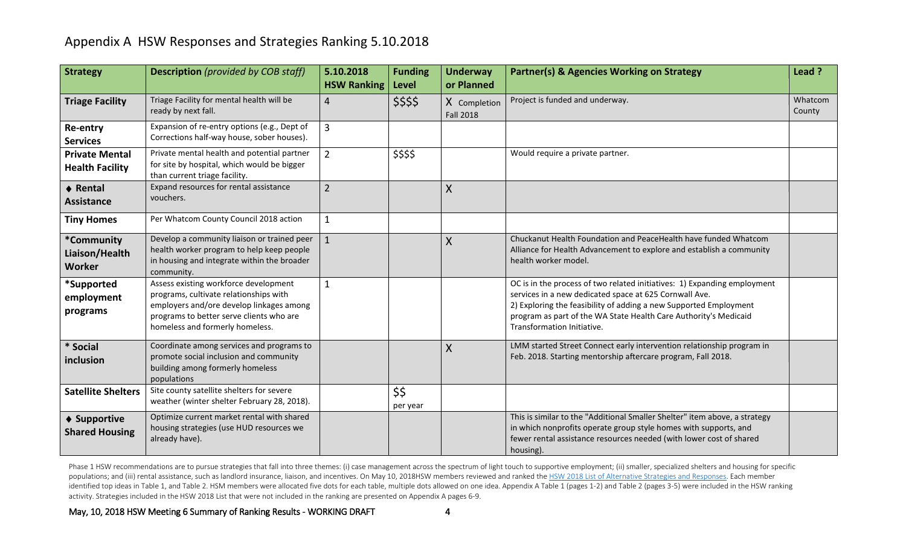# Appendix A HSW Responses and Strategies Ranking 5.10.2018

| Strategy | Description *(provided by COB staff)* | 5.10.2018 HSW Ranking | Funding Level | Underway or Planned | Partner(s) & Agencies Working on Strategy | Lead ? |
|---|---|---|---|---|---|---|
| **Triage Facility** | Triage Facility for mental health will be ready by next fall. | 4 | $$$$ | X Completion Fall 2018 | Project is funded and underway. | Whatcom County |
| **Re-entry Services** | Expansion of re-entry options (e.g., Dept of Corrections half-way house, sober houses). | 3 | | | | |
| **Private Mental Health Facility** | Private mental health and potential partner for site by hospital, which would be bigger than current triage facility. | 2 | $$$$ | | Would require a private partner. | |
| **♦ Rental Assistance** | Expand resources for rental assistance vouchers. | 2 | | X | | |
| **Tiny Homes** | Per Whatcom County Council 2018 action | 1 | | | | |
| ***Community Liaison/Health Worker** | Develop a community liaison or trained peer health worker program to help keep people in housing and integrate within the broader community. | 1 | | X | Chuckanut Health Foundation and PeaceHealth have funded Whatcom Alliance for Health Advancement to explore and establish a community health worker model. | |
| ***Supported employment programs** | Assess existing workforce development programs, cultivate relationships with employers and/ore develop linkages among programs to better serve clients who are homeless and formerly homeless. | 1 | | | OC is in the process of two related initiatives: 1) Expanding employment services in a new dedicated space at 625 Cornwall Ave. 2) Exploring the feasibility of adding a new Supported Employment program as part of the WA State Health Care Authority's Medicaid Transformation Initiative. | |
| *** Social inclusion** | Coordinate among services and programs to promote social inclusion and community building among formerly homeless populations | | | X | LMM started Street Connect early intervention relationship program in Feb. 2018. Starting mentorship aftercare program, Fall 2018. | |
| **Satellite Shelters** | Site county satellite shelters for severe weather (winter shelter February 28, 2018). | | $$ per year | | | |
| **♦ Supportive Shared Housing** | Optimize current market rental with shared housing strategies (use HUD resources we already have). | | | | This is similar to the "Additional Smaller Shelter" item above, a strategy in which nonprofits operate group style homes with supports, and fewer rental assistance resources needed (with lower cost of shared housing). | |

Phase 1 HSW recommendations are to pursue strategies that fall into three themes: (i) case management across the spectrum of light touch to supportive employment; (ii) smaller, specialized shelters and housing for specific populations; and (iii) rental assistance, such as landlord insurance, liaison, and incentives. On May 10, 2018HSW members reviewed and ranked the HSW 2018 List of Alternative Strategies and Responses. Each member identified top ideas in Table 1, and Table 2. HSM members were allocated five dots for each table, multiple dots allowed on one idea. Appendix A Table 1 (pages 1-2) and Table 2 (pages 3-5) were included in the HSW ranking activity. Strategies included in the HSW 2018 List that were not included in the ranking are presented on Appendix A pages 6-9.

May, 10, 2018 HSW Meeting 6 Summary of Ranking Results - WORKING DRAFT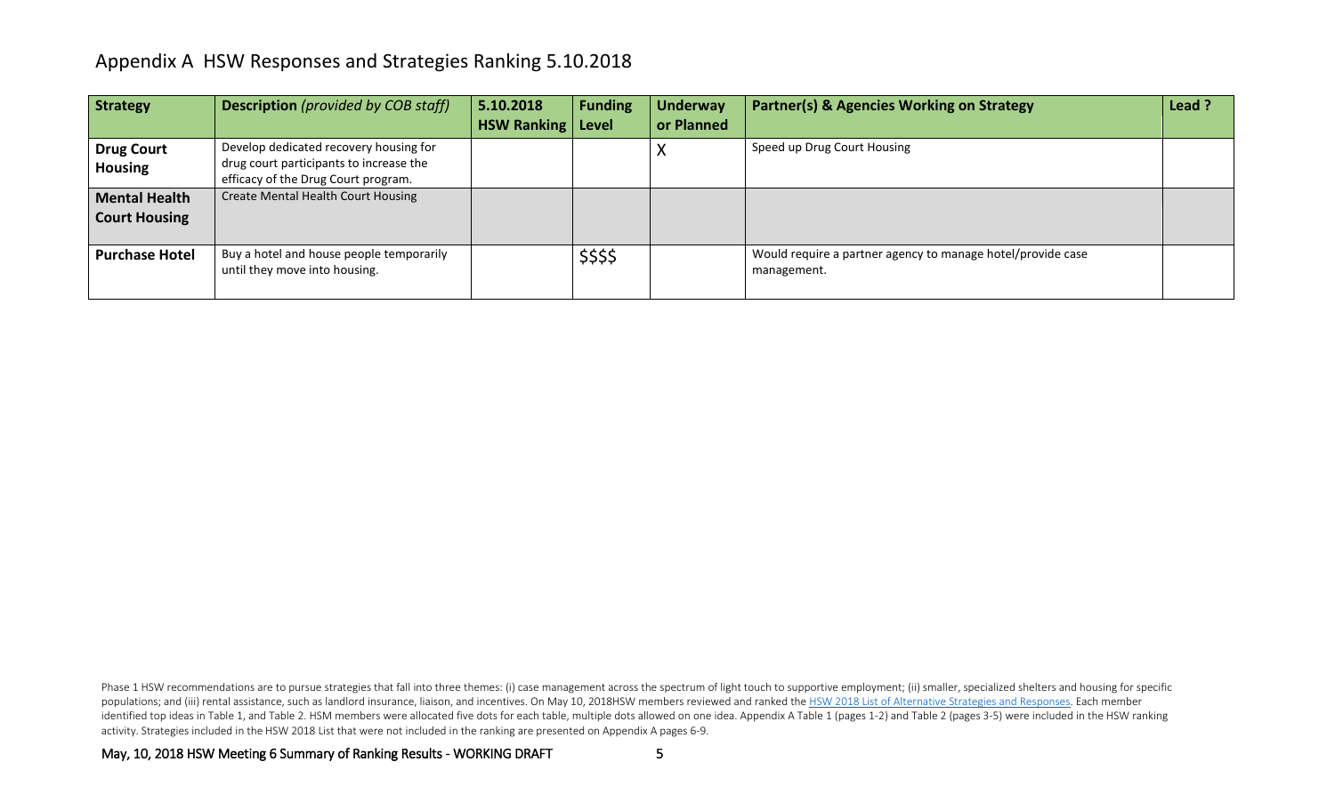## Appendix A HSW Responses and Strategies Ranking 5.10.2018

| Strategy | Description *(provided by COB staff)* | 5.10.2018 HSW Ranking | Funding Level | Underway or Planned | Partner(s) & Agencies Working on Strategy | Lead ? |
|---|---|---|---|---|---|---|
| **Drug Court Housing** | Develop dedicated recovery housing for drug court participants to increase the efficacy of the Drug Court program. | | | X | Speed up Drug Court Housing | |
| **Mental Health Court Housing** | Create Mental Health Court Housing | | | | | |
| **Purchase Hotel** | Buy a hotel and house people temporarily until they move into housing. | | $$$$ | | Would require a partner agency to manage hotel/provide case management. | |

Phase 1 HSW recommendations are to pursue strategies that fall into three themes: (i) case management across the spectrum of light touch to supportive employment; (ii) smaller, specialized shelters and housing for specific populations; and (iii) rental assistance, such as landlord insurance, liaison, and incentives. On May 10, 2018HSW members reviewed and ranked the HSW 2018 List of Alternative Strategies and Responses. Each member identified top ideas in Table 1, and Table 2. HSM members were allocated five dots for each table, multiple dots allowed on one idea. Appendix A Table 1 (pages 1-2) and Table 2 (pages 3-5) were included in the HSW ranking activity. Strategies included in the HSW 2018 List that were not included in the ranking are presented on Appendix A pages 6-9.

May, 10, 2018 HSW Meeting 6 Summary of Ranking Results - WORKING DRAFT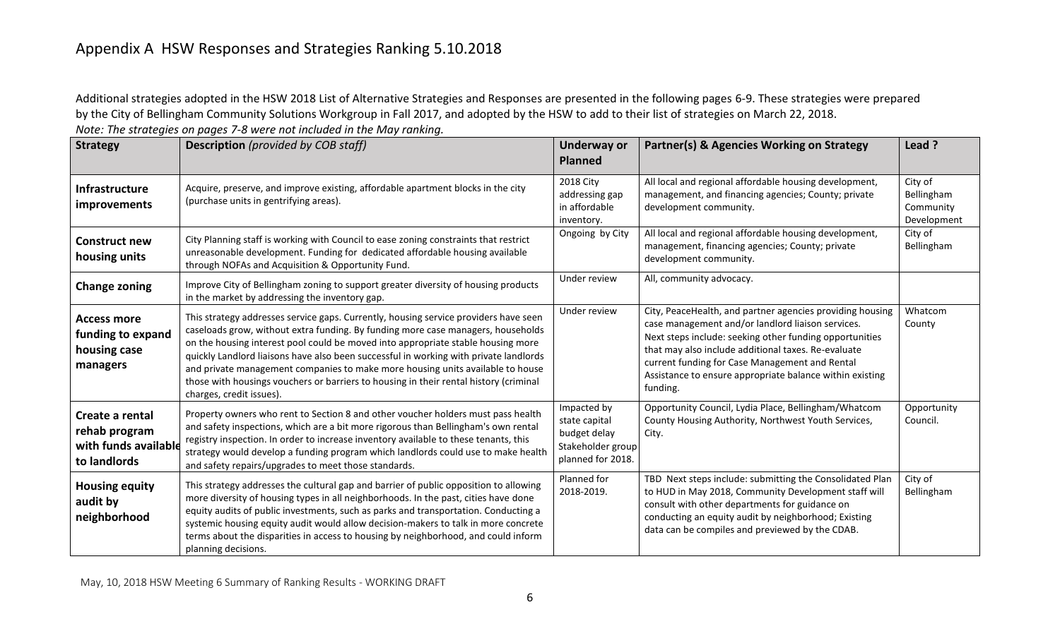# Appendix A HSW Responses and Strategies Ranking 5.10.2018

Additional strategies adopted in the HSW 2018 List of Alternative Strategies and Responses are presented in the following pages 6-9. These strategies were prepared by the City of Bellingham Community Solutions Workgroup in Fall 2017, and adopted by the HSW to add to their list of strategies on March 22, 2018.

*Note: The strategies on pages 7-8 were not included in the May ranking.*

| Strategy | Description *(provided by COB staff)* | Underway or Planned | Partner(s) & Agencies Working on Strategy | Lead ? |
|---|---|---|---|---|
| **Infrastructure improvements** | Acquire, preserve, and improve existing, affordable apartment blocks in the city (purchase units in gentrifying areas). | 2018 City addressing gap in affordable inventory. | All local and regional affordable housing development, management, and financing agencies; County; private development community. | City of Bellingham Community Development |
| **Construct new housing units** | City Planning staff is working with Council to ease zoning constraints that restrict unreasonable development. Funding for dedicated affordable housing available through NOFAs and Acquisition & Opportunity Fund. | Ongoing by City | All local and regional affordable housing development, management, financing agencies; County; private development community. | City of Bellingham |
| **Change zoning** | Improve City of Bellingham zoning to support greater diversity of housing products in the market by addressing the inventory gap. | Under review | All, community advocacy. | |
| **Access more funding to expand housing case managers** | This strategy addresses service gaps. Currently, housing service providers have seen caseloads grow, without extra funding. By funding more case managers, households on the housing interest pool could be moved into appropriate stable housing more quickly Landlord liaisons have also been successful in working with private landlords and private management companies to make more housing units available to house those with housings vouchers or barriers to housing in their rental history (criminal charges, credit issues). | Under review | City, PeaceHealth, and partner agencies providing housing case management and/or landlord liaison services. Next steps include: seeking other funding opportunities that may also include additional taxes. Re-evaluate current funding for Case Management and Rental Assistance to ensure appropriate balance within existing funding. | Whatcom County |
| **Create a rental rehab program with funds available to landlords** | Property owners who rent to Section 8 and other voucher holders must pass health and safety inspections, which are a bit more rigorous than Bellingham's own rental registry inspection. In order to increase inventory available to these tenants, this strategy would develop a funding program which landlords could use to make health and safety repairs/upgrades to meet those standards. | Impacted by state capital budget delay Stakeholder group planned for 2018. | Opportunity Council, Lydia Place, Bellingham/Whatcom County Housing Authority, Northwest Youth Services, City. | Opportunity Council. |
| **Housing equity audit by neighborhood** | This strategy addresses the cultural gap and barrier of public opposition to allowing more diversity of housing types in all neighborhoods. In the past, cities have done equity audits of public investments, such as parks and transportation. Conducting a systemic housing equity audit would allow decision-makers to talk in more concrete terms about the disparities in access to housing by neighborhood, and could inform planning decisions. | Planned for 2018-2019. | TBD Next steps include: submitting the Consolidated Plan to HUD in May 2018, Community Development staff will consult with other departments for guidance on conducting an equity audit by neighborhood; Existing data can be compiles and previewed by the CDAB. | City of Bellingham |

May, 10, 2018 HSW Meeting 6 Summary of Ranking Results - WORKING DRAFT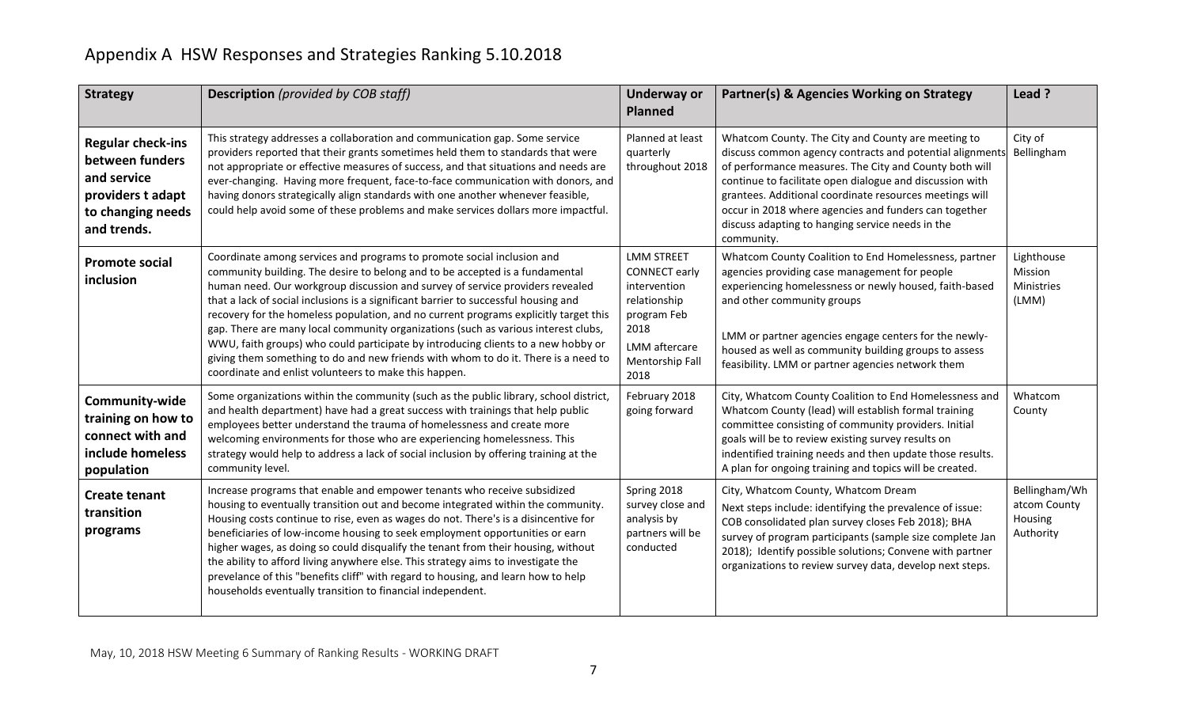# Appendix A HSW Responses and Strategies Ranking 5.10.2018

| Strategy | Description *(provided by COB staff)* | Underway or Planned | Partner(s) & Agencies Working on Strategy | Lead ? |
|---|---|---|---|---|
| **Regular check-ins between funders and service providers t adapt to changing needs and trends.** | This strategy addresses a collaboration and communication gap. Some service providers reported that their grants sometimes held them to standards that were not appropriate or effective measures of success, and that situations and needs are ever-changing. Having more frequent, face-to-face communication with donors, and having donors strategically align standards with one another whenever feasible, could help avoid some of these problems and make services dollars more impactful. | Planned at least quarterly throughout 2018 | Whatcom County. The City and County are meeting to discuss common agency contracts and potential alignments of performance measures. The City and County both will continue to facilitate open dialogue and discussion with grantees. Additional coordinate resources meetings will occur in 2018 where agencies and funders can together discuss adapting to hanging service needs in the community. | City of Bellingham |
| **Promote social inclusion** | Coordinate among services and programs to promote social inclusion and community building. The desire to belong and to be accepted is a fundamental human need. Our workgroup discussion and survey of service providers revealed that a lack of social inclusions is a significant barrier to successful housing and recovery for the homeless population, and no current programs explicitly target this gap. There are many local community organizations (such as various interest clubs, WWU, faith groups) who could participate by introducing clients to a new hobby or giving them something to do and new friends with whom to do it. There is a need to coordinate and enlist volunteers to make this happen. | LMM STREET CONNECT early intervention relationship program Feb 2018<br><br>LMM aftercare Mentorship Fall 2018 | Whatcom County Coalition to End Homelessness, partner agencies providing case management for people experiencing homelessness or newly housed, faith-based and other community groups<br><br>LMM or partner agencies engage centers for the newly-housed as well as community building groups to assess feasibility. LMM or partner agencies network them | Lighthouse Mission Ministries (LMM) |
| **Community-wide training on how to connect with and include homeless population** | Some organizations within the community (such as the public library, school district, and health department) have had a great success with trainings that help public employees better understand the trauma of homelessness and create more welcoming environments for those who are experiencing homelessness. This strategy would help to address a lack of social inclusion by offering training at the community level. | February 2018 going forward | City, Whatcom County Coalition to End Homelessness and Whatcom County (lead) will establish formal training committee consisting of community providers. Initial goals will be to review existing survey results on indentified training needs and then update those results. A plan for ongoing training and topics will be created. | Whatcom County |
| **Create tenant transition programs** | Increase programs that enable and empower tenants who receive subsidized housing to eventually transition out and become integrated within the community. Housing costs continue to rise, even as wages do not. There's is a disincentive for beneficiaries of low-income housing to seek employment opportunities or earn higher wages, as doing so could disqualify the tenant from their housing, without the ability to afford living anywhere else. This strategy aims to investigate the prevelance of this "benefits cliff" with regard to housing, and learn how to help households eventually transition to financial independent. | Spring 2018 survey close and analysis by partners will be conducted | City, Whatcom County, Whatcom Dream<br>Next steps include: identifying the prevalence of issue: COB consolidated plan survey closes Feb 2018); BHA survey of program participants (sample size complete Jan 2018); Identify possible solutions; Convene with partner organizations to review survey data, develop next steps. | Bellingham/Whatcom County Housing Authority |

May, 10, 2018 HSW Meeting 6 Summary of Ranking Results - WORKING DRAFT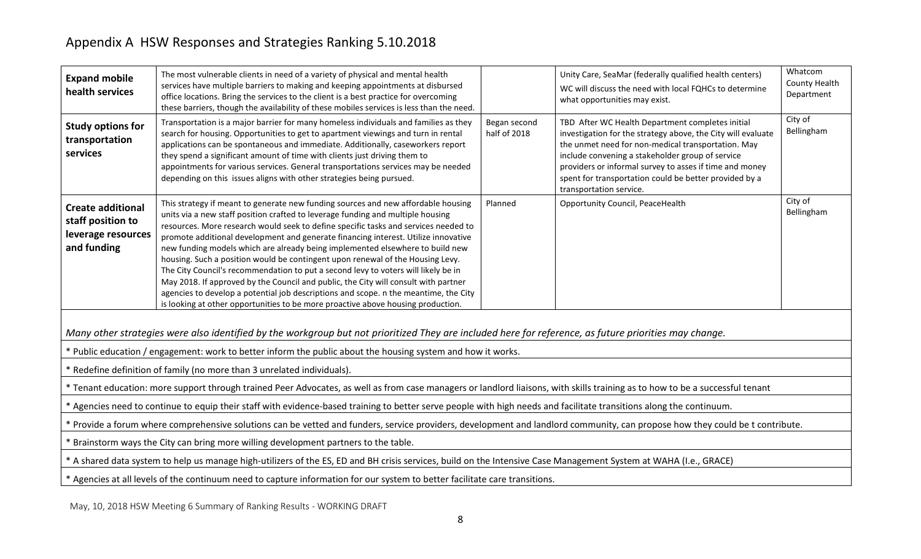# Appendix A HSW Responses and Strategies Ranking 5.10.2018

| | | | | |
|---|---|---|---|---|
| **Expand mobile health services** | The most vulnerable clients in need of a variety of physical and mental health services have multiple barriers to making and keeping appointments at disbursed office locations. Bring the services to the client is a best practice for overcoming these barriers, though the availability of these mobiles services is less than the need. | | Unity Care, SeaMar (federally qualified health centers) WC will discuss the need with local FQHCs to determine what opportunities may exist. | Whatcom County Health Department |
| **Study options for transportation services** | Transportation is a major barrier for many homeless individuals and families as they search for housing. Opportunities to get to apartment viewings and turn in rental applications can be spontaneous and immediate. Additionally, caseworkers report they spend a significant amount of time with clients just driving them to appointments for various services. General transportations services may be needed depending on this issues aligns with other strategies being pursued. | Began second half of 2018 | TBD After WC Health Department completes initial investigation for the strategy above, the City will evaluate the unmet need for non-medical transportation. May include convening a stakeholder group of service providers or informal survey to asses if time and money spent for transportation could be better provided by a transportation service. | City of Bellingham |
| **Create additional staff position to leverage resources and funding** | This strategy if meant to generate new funding sources and new affordable housing units via a new staff position crafted to leverage funding and multiple housing resources. More research would seek to define specific tasks and services needed to promote additional development and generate financing interest. Utilize innovative new funding models which are already being implemented elsewhere to build new housing. Such a position would be contingent upon renewal of the Housing Levy. The City Council's recommendation to put a second levy to voters will likely be in May 2018. If approved by the Council and public, the City will consult with partner agencies to develop a potential job descriptions and scope. n the meantime, the City is looking at other opportunities to be more proactive above housing production. | Planned | Opportunity Council, PeaceHealth | City of Bellingham |

*Many other strategies were also identified by the workgroup but not prioritized They are included here for reference, as future priorities may change.*

* Public education / engagement: work to better inform the public about the housing system and how it works.
* Redefine definition of family (no more than 3 unrelated individuals).
* Tenant education: more support through trained Peer Advocates, as well as from case managers or landlord liaisons, with skills training as to how to be a successful tenant
* Agencies need to continue to equip their staff with evidence-based training to better serve people with high needs and facilitate transitions along the continuum.
* Provide a forum where comprehensive solutions can be vetted and funders, service providers, development and landlord community, can propose how they could be t contribute.
* Brainstorm ways the City can bring more willing development partners to the table.
* A shared data system to help us manage high-utilizers of the ES, ED and BH crisis services, build on the Intensive Case Management System at WAHA (I.e., GRACE)
* Agencies at all levels of the continuum need to capture information for our system to better facilitate care transitions.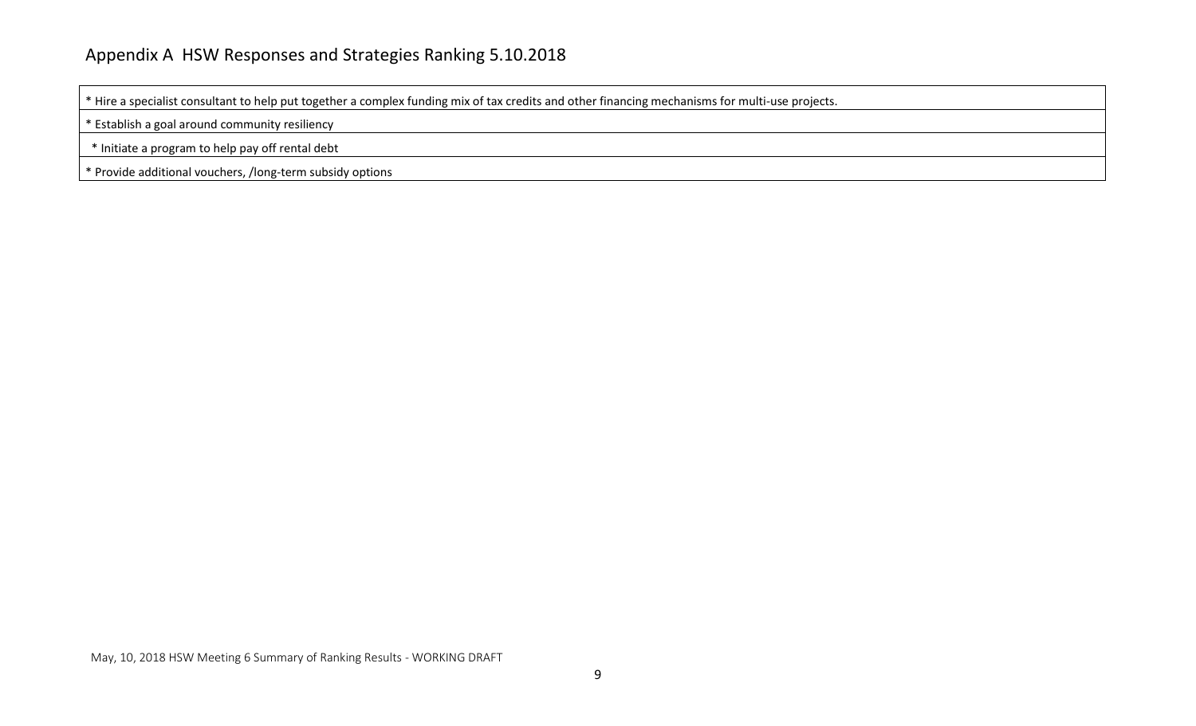| |
|---|
| * Hire a specialist consultant to help put together a complex funding mix of tax credits and other financing mechanisms for multi-use projects. |
| * Establish a goal around community resiliency |
| * Initiate a program to help pay off rental debt |
| * Provide additional vouchers, /long-term subsidy options |